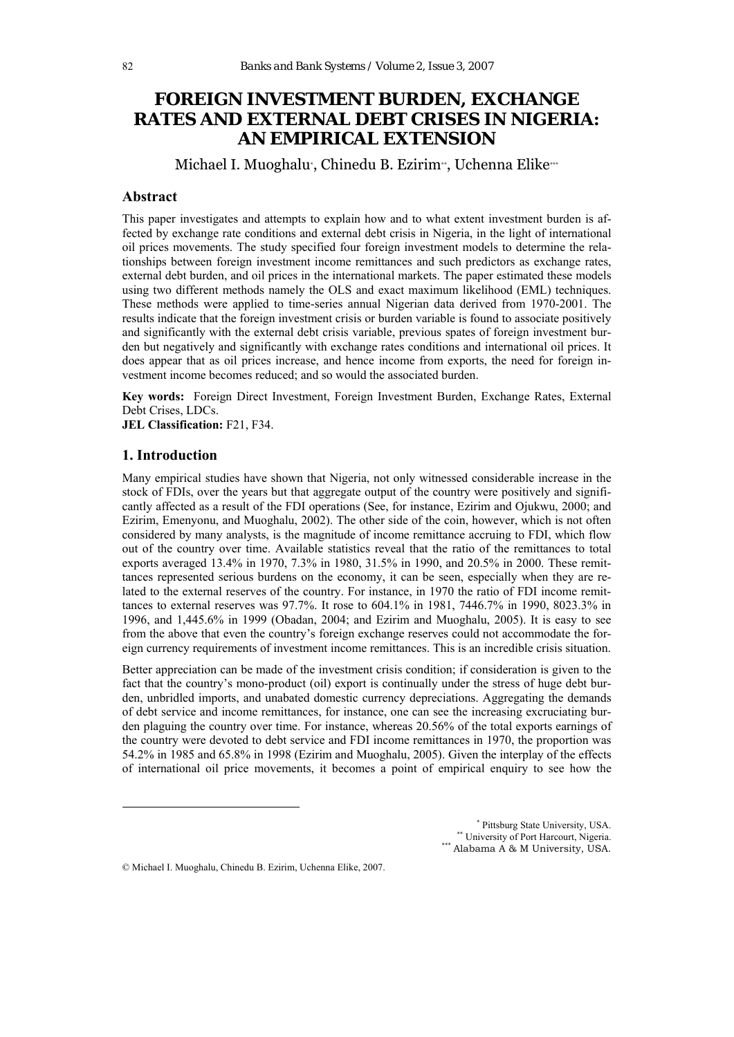# FOREIGN INVESTMENT BURDEN, EXCHANGE RATES AND EXTERNAL DEBT CRISES IN NIGERIA: AN EMPIRICAL EXTENSION

Michael I. Muoghalu[*], Chinedu B. Ezirim[**], Uchenna Elike[***]

## Abstract

This paper investigates and attempts to explain how and to what extent investment burden is affected by exchange rate conditions and external debt crisis in Nigeria, in the light of international oil prices movements. The study specified four foreign investment models to determine the relationships between foreign investment income remittances and such predictors as exchange rates, external debt burden, and oil prices in the international markets. The paper estimated these models using two different methods namely the OLS and exact maximum likelihood (EML) techniques. These methods were applied to time-series annual Nigerian data derived from 1970-2001. The results indicate that the foreign investment crisis or burden variable is found to associate positively and significantly with the external debt crisis variable, previous spates of foreign investment burden but negatively and significantly with exchange rates conditions and international oil prices. It does appear that as oil prices increase, and hence income from exports, the need for foreign investment income becomes reduced; and so would the associated burden.

**Key words:** Foreign Direct Investment, Foreign Investment Burden, Exchange Rates, External Debt Crises, LDCs.
**JEL Classification:** F21, F34.

## 1. Introduction

Many empirical studies have shown that Nigeria, not only witnessed considerable increase in the stock of FDIs, over the years but that aggregate output of the country were positively and significantly affected as a result of the FDI operations (See, for instance, Ezirim and Ojukwu, 2000; and Ezirim, Emenyonu, and Muoghalu, 2002). The other side of the coin, however, which is not often considered by many analysts, is the magnitude of income remittance accruing to FDI, which flow out of the country over time. Available statistics reveal that the ratio of the remittances to total exports averaged 13.4% in 1970, 7.3% in 1980, 31.5% in 1990, and 20.5% in 2000. These remittances represented serious burdens on the economy, it can be seen, especially when they are related to the external reserves of the country. For instance, in 1970 the ratio of FDI income remittances to external reserves was 97.7%. It rose to 604.1% in 1981, 7446.7% in 1990, 8023.3% in 1996, and 1,445.6% in 1999 (Obadan, 2004; and Ezirim and Muoghalu, 2005). It is easy to see from the above that even the country's foreign exchange reserves could not accommodate the foreign currency requirements of investment income remittances. This is an incredible crisis situation.

Better appreciation can be made of the investment crisis condition; if consideration is given to the fact that the country's mono-product (oil) export is continually under the stress of huge debt burden, unbridled imports, and unabated domestic currency depreciations. Aggregating the demands of debt service and income remittances, for instance, one can see the increasing excruciating burden plaguing the country over time. For instance, whereas 20.56% of the total exports earnings of the country were devoted to debt service and FDI income remittances in 1970, the proportion was 54.2% in 1985 and 65.8% in 1998 (Ezirim and Muoghalu, 2005). Given the interplay of the effects of international oil price movements, it becomes a point of empirical enquiry to see how the

---

[*] Pittsburg State University, USA.
[**] University of Port Harcourt, Nigeria.
[***] Alabama A & M University, USA.

© Michael I. Muoghalu, Chinedu B. Ezirim, Uchenna Elike, 2007.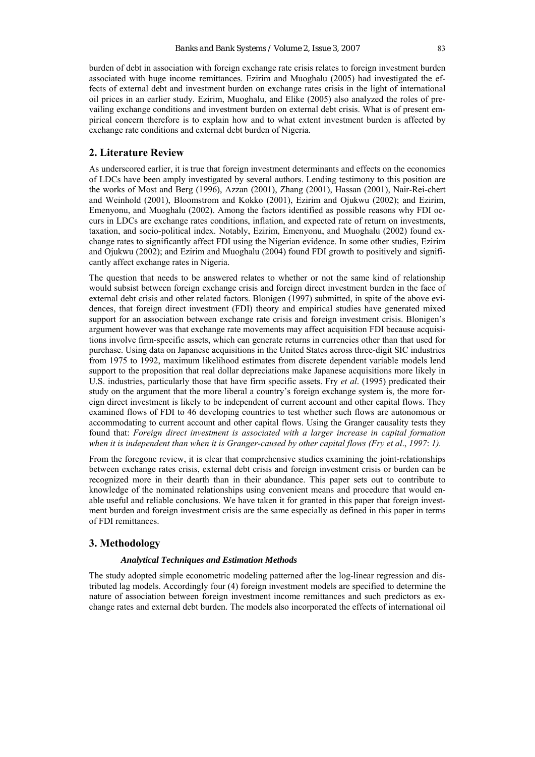burden of debt in association with foreign exchange rate crisis relates to foreign investment burden associated with huge income remittances. Ezirim and Muoghalu (2005) had investigated the effects of external debt and investment burden on exchange rates crisis in the light of international oil prices in an earlier study. Ezirim, Muoghalu, and Elike (2005) also analyzed the roles of prevailing exchange conditions and investment burden on external debt crisis. What is of present empirical concern therefore is to explain how and to what extent investment burden is affected by exchange rate conditions and external debt burden of Nigeria.

## 2. Literature Review

As underscored earlier, it is true that foreign investment determinants and effects on the economies of LDCs have been amply investigated by several authors. Lending testimony to this position are the works of Most and Berg (1996), Azzan (2001), Zhang (2001), Hassan (2001), Nair-Rei-chert and Weinhold (2001), Bloomstrom and Kokko (2001), Ezirim and Ojukwu (2002); and Ezirim, Emenyonu, and Muoghalu (2002). Among the factors identified as possible reasons why FDI occurs in LDCs are exchange rates conditions, inflation, and expected rate of return on investments, taxation, and socio-political index. Notably, Ezirim, Emenyonu, and Muoghalu (2002) found exchange rates to significantly affect FDI using the Nigerian evidence. In some other studies, Ezirim and Ojukwu (2002); and Ezirim and Muoghalu (2004) found FDI growth to positively and significantly affect exchange rates in Nigeria.

The question that needs to be answered relates to whether or not the same kind of relationship would subsist between foreign exchange crisis and foreign direct investment burden in the face of external debt crisis and other related factors. Blonigen (1997) submitted, in spite of the above evidences, that foreign direct investment (FDI) theory and empirical studies have generated mixed support for an association between exchange rate crisis and foreign investment crisis. Blonigen's argument however was that exchange rate movements may affect acquisition FDI because acquisitions involve firm-specific assets, which can generate returns in currencies other than that used for purchase. Using data on Japanese acquisitions in the United States across three-digit SIC industries from 1975 to 1992, maximum likelihood estimates from discrete dependent variable models lend support to the proposition that real dollar depreciations make Japanese acquisitions more likely in U.S. industries, particularly those that have firm specific assets. Fry *et al*. (1995) predicated their study on the argument that the more liberal a country's foreign exchange system is, the more foreign direct investment is likely to be independent of current account and other capital flows. They examined flows of FDI to 46 developing countries to test whether such flows are autonomous or accommodating to current account and other capital flows. Using the Granger causality tests they found that: *Foreign direct investment is associated with a larger increase in capital formation when it is independent than when it is Granger-caused by other capital flows (Fry et al*., *1997*: *1).*

From the foregone review, it is clear that comprehensive studies examining the joint-relationships between exchange rates crisis, external debt crisis and foreign investment crisis or burden can be recognized more in their dearth than in their abundance. This paper sets out to contribute to knowledge of the nominated relationships using convenient means and procedure that would enable useful and reliable conclusions. We have taken it for granted in this paper that foreign investment burden and foreign investment crisis are the same especially as defined in this paper in terms of FDI remittances.

## 3. Methodology

### *Analytical Techniques and Estimation Methods*

The study adopted simple econometric modeling patterned after the log-linear regression and distributed lag models. Accordingly four (4) foreign investment models are specified to determine the nature of association between foreign investment income remittances and such predictors as exchange rates and external debt burden. The models also incorporated the effects of international oil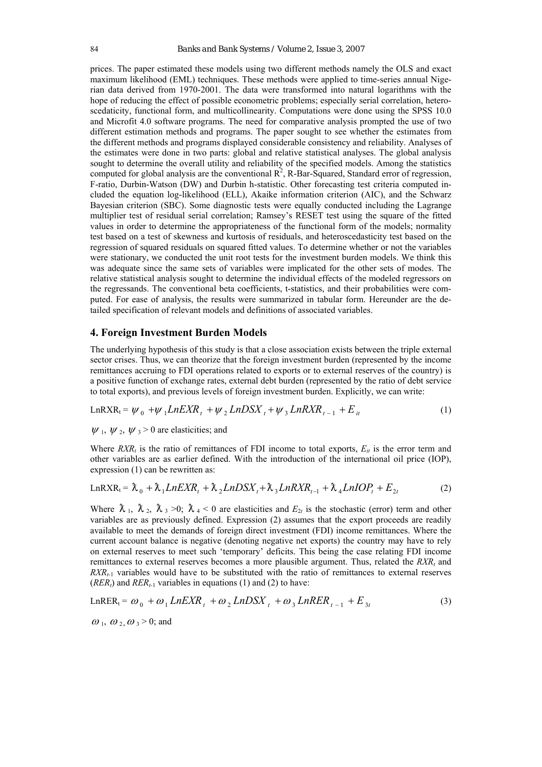prices. The paper estimated these models using two different methods namely the OLS and exact maximum likelihood (EML) techniques. These methods were applied to time-series annual Nigerian data derived from 1970-2001. The data were transformed into natural logarithms with the hope of reducing the effect of possible econometric problems; especially serial correlation, heteroscedaticity, functional form, and multicollinearity. Computations were done using the SPSS 10.0 and Microfit 4.0 software programs. The need for comparative analysis prompted the use of two different estimation methods and programs. The paper sought to see whether the estimates from the different methods and programs displayed considerable consistency and reliability. Analyses of the estimates were done in two parts: global and relative statistical analyses. The global analysis sought to determine the overall utility and reliability of the specified models. Among the statistics computed for global analysis are the conventional $R^2$, R-Bar-Squared, Standard error of regression, F-ratio, Durbin-Watson (DW) and Durbin h-statistic. Other forecasting test criteria computed included the equation log-likelihood (ELL), Akaike information criterion (AIC), and the Schwarz Bayesian criterion (SBC). Some diagnostic tests were equally conducted including the Lagrange multiplier test of residual serial correlation; Ramsey's RESET test using the square of the fitted values in order to determine the appropriateness of the functional form of the models; normality test based on a test of skewness and kurtosis of residuals, and heteroscedasticity test based on the regression of squared residuals on squared fitted values. To determine whether or not the variables were stationary, we conducted the unit root tests for the investment burden models. We think this was adequate since the same sets of variables were implicated for the other sets of modes. The relative statistical analysis sought to determine the individual effects of the modeled regressors on the regressands. The conventional beta coefficients, t-statistics, and their probabilities were computed. For ease of analysis, the results were summarized in tabular form. Hereunder are the detailed specification of relevant models and definitions of associated variables.

## 4. Foreign Investment Burden Models

The underlying hypothesis of this study is that a close association exists between the triple external sector crises. Thus, we can theorize that the foreign investment burden (represented by the income remittances accruing to FDI operations related to exports or to external reserves of the country) is a positive function of exchange rates, external debt burden (represented by the ratio of debt service to total exports), and previous levels of foreign investment burden. Explicitly, we can write:

$$LnRXR_t = \psi_0 + \psi_1 LnEXR_t + \psi_2 LnDSX_t + \psi_3 LnRXR_{t-1} + E_{it} \tag{1}$$

$\psi_1, \psi_2, \psi_3 > 0$ are elasticities; and

Where $RXR_t$ is the ratio of remittances of FDI income to total exports, $E_{it}$ is the error term and other variables are as earlier defined. With the introduction of the international oil price (IOP), expression (1) can be rewritten as:

$$LnRXR_t = \lambda_0 + \lambda_1 LnEXR_t + \lambda_2 LnDSX_t + \lambda_3 LnRXR_{t-1} + \lambda_4 LnIOP_t + E_{2t} \tag{2}$$

Where $\lambda_1, \lambda_2, \lambda_3 > 0$; $\lambda_4 < 0$ are elasticities and $E_{2t}$ is the stochastic (error) term and other variables are as previously defined. Expression (2) assumes that the export proceeds are readily available to meet the demands of foreign direct investment (FDI) income remittances. Where the current account balance is negative (denoting negative net exports) the country may have to rely on external reserves to meet such 'temporary' deficits. This being the case relating FDI income remittances to external reserves becomes a more plausible argument. Thus, related the $RXR_t$ and $RXR_{t-1}$ variables would have to be substituted with the ratio of remittances to external reserves ($RER_t$) and $RER_{t-1}$ variables in equations (1) and (2) to have:

$$LnRER_t = \omega_0 + \omega_1 LnEXR_t + \omega_2 LnDSX_t + \omega_3 LnRER_{t-1} + E_{3t} \tag{3}$$

$\omega_1, \omega_2, \omega_3 > 0$; and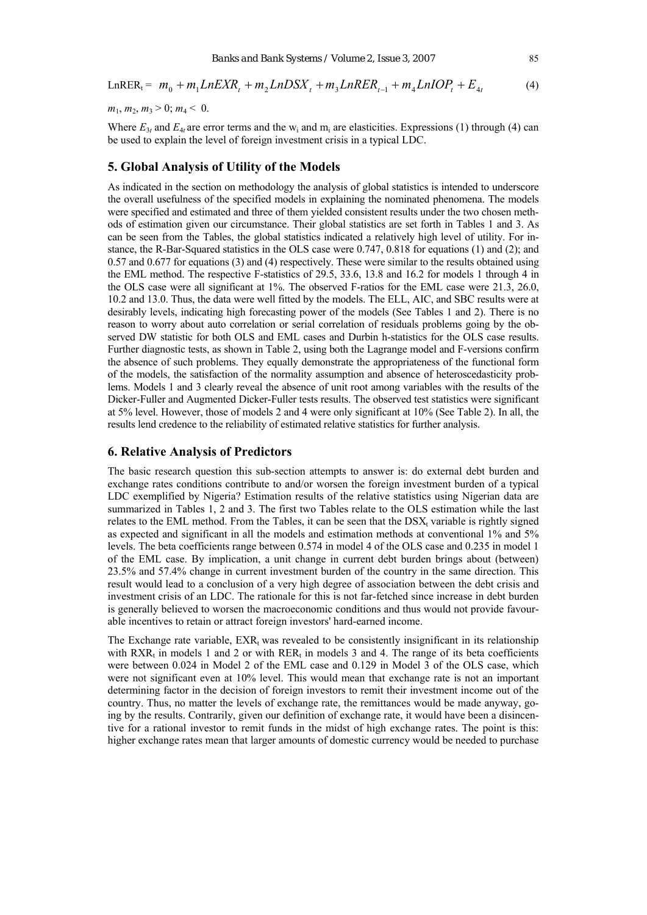$$\text{LnRER}_t = m_0 + m_1 LnEXR_t + m_2 LnDSX_t + m_3 LnRER_{t-1} + m_4 LnIOP_t + E_{4t} \quad (4)$$

$m_1, m_2, m_3 > 0$; $m_4 < 0$.

Where $E_{3t}$ and $E_{4t}$ are error terms and the $w_i$ and $m_i$ are elasticities. Expressions (1) through (4) can be used to explain the level of foreign investment crisis in a typical LDC.

## 5. Global Analysis of Utility of the Models

As indicated in the section on methodology the analysis of global statistics is intended to underscore the overall usefulness of the specified models in explaining the nominated phenomena. The models were specified and estimated and three of them yielded consistent results under the two chosen methods of estimation given our circumstance. Their global statistics are set forth in Tables 1 and 3. As can be seen from the Tables, the global statistics indicated a relatively high level of utility. For instance, the R-Bar-Squared statistics in the OLS case were 0.747, 0.818 for equations (1) and (2); and 0.57 and 0.677 for equations (3) and (4) respectively. These were similar to the results obtained using the EML method. The respective F-statistics of 29.5, 33.6, 13.8 and 16.2 for models 1 through 4 in the OLS case were all significant at 1%. The observed F-ratios for the EML case were 21.3, 26.0, 10.2 and 13.0. Thus, the data were well fitted by the models. The ELL, AIC, and SBC results were at desirably levels, indicating high forecasting power of the models (See Tables 1 and 2). There is no reason to worry about auto correlation or serial correlation of residuals problems going by the observed DW statistic for both OLS and EML cases and Durbin h-statistics for the OLS case results. Further diagnostic tests, as shown in Table 2, using both the Lagrange model and F-versions confirm the absence of such problems. They equally demonstrate the appropriateness of the functional form of the models, the satisfaction of the normality assumption and absence of heteroscedasticity problems. Models 1 and 3 clearly reveal the absence of unit root among variables with the results of the Dicker-Fuller and Augmented Dicker-Fuller tests results. The observed test statistics were significant at 5% level. However, those of models 2 and 4 were only significant at 10% (See Table 2). In all, the results lend credence to the reliability of estimated relative statistics for further analysis.

## 6. Relative Analysis of Predictors

The basic research question this sub-section attempts to answer is: do external debt burden and exchange rates conditions contribute to and/or worsen the foreign investment burden of a typical LDC exemplified by Nigeria? Estimation results of the relative statistics using Nigerian data are summarized in Tables 1, 2 and 3. The first two Tables relate to the OLS estimation while the last relates to the EML method. From the Tables, it can be seen that the $DSX_t$ variable is rightly signed as expected and significant in all the models and estimation methods at conventional 1% and 5% levels. The beta coefficients range between 0.574 in model 4 of the OLS case and 0.235 in model 1 of the EML case. By implication, a unit change in current debt burden brings about (between) 23.5% and 57.4% change in current investment burden of the country in the same direction. This result would lead to a conclusion of a very high degree of association between the debt crisis and investment crisis of an LDC. The rationale for this is not far-fetched since increase in debt burden is generally believed to worsen the macroeconomic conditions and thus would not provide favourable incentives to retain or attract foreign investors' hard-earned income.

The Exchange rate variable, $EXR_t$ was revealed to be consistently insignificant in its relationship with $RXR_t$ in models 1 and 2 or with $RER_t$ in models 3 and 4. The range of its beta coefficients were between 0.024 in Model 2 of the EML case and 0.129 in Model 3 of the OLS case, which were not significant even at 10% level. This would mean that exchange rate is not an important determining factor in the decision of foreign investors to remit their investment income out of the country. Thus, no matter the levels of exchange rate, the remittances would be made anyway, going by the results. Contrarily, given our definition of exchange rate, it would have been a disincentive for a rational investor to remit funds in the midst of high exchange rates. The point is this: higher exchange rates mean that larger amounts of domestic currency would be needed to purchase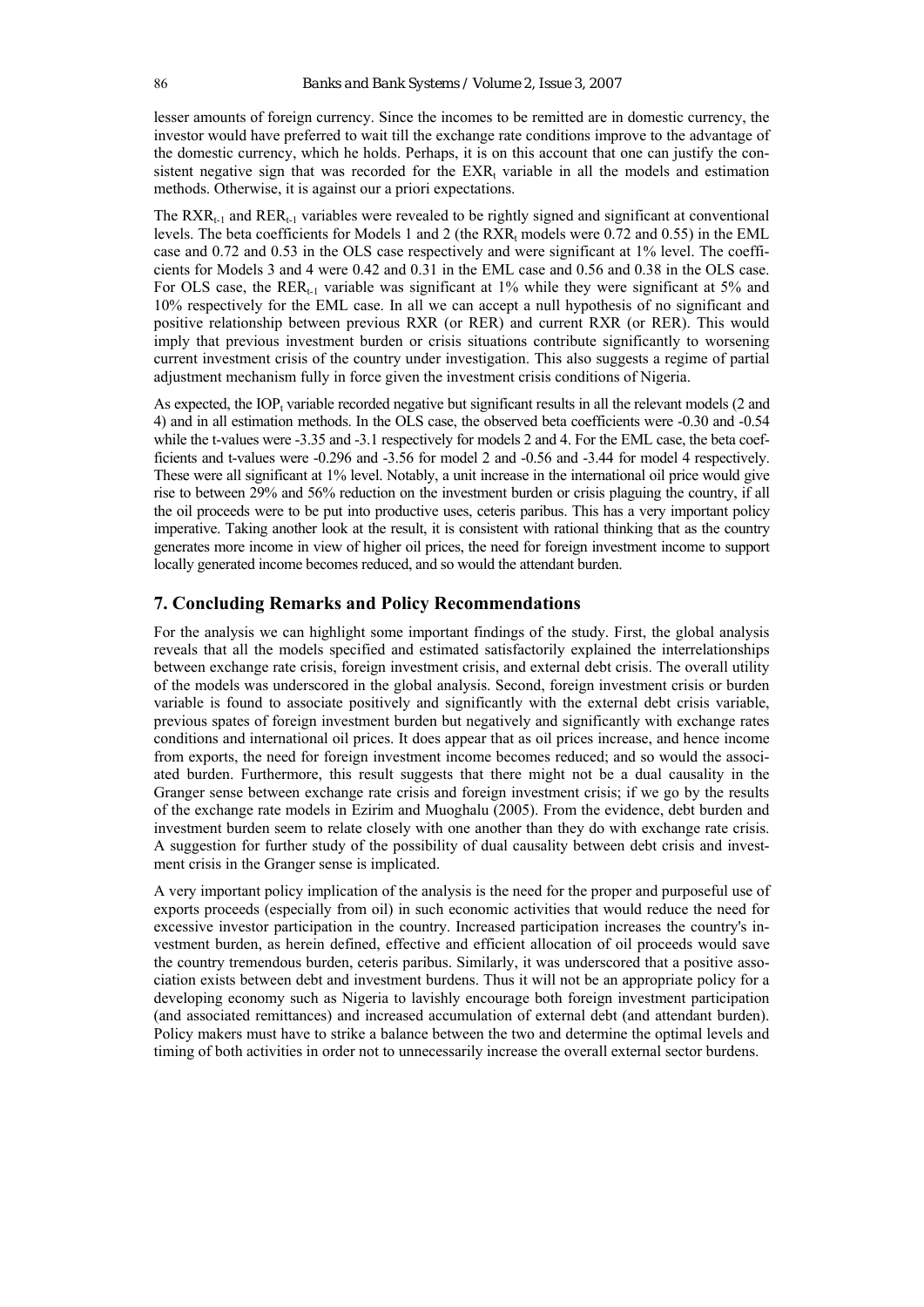lesser amounts of foreign currency. Since the incomes to be remitted are in domestic currency, the investor would have preferred to wait till the exchange rate conditions improve to the advantage of the domestic currency, which he holds. Perhaps, it is on this account that one can justify the consistent negative sign that was recorded for the $EXR_t$ variable in all the models and estimation methods. Otherwise, it is against our a priori expectations.

The $RXR_{t-1}$ and $RER_{t-1}$ variables were revealed to be rightly signed and significant at conventional levels. The beta coefficients for Models 1 and 2 (the $RXR_t$ models were 0.72 and 0.55) in the EML case and 0.72 and 0.53 in the OLS case respectively and were significant at 1% level. The coefficients for Models 3 and 4 were 0.42 and 0.31 in the EML case and 0.56 and 0.38 in the OLS case. For OLS case, the $RER_{t-1}$ variable was significant at 1% while they were significant at 5% and 10% respectively for the EML case. In all we can accept a null hypothesis of no significant and positive relationship between previous RXR (or RER) and current RXR (or RER). This would imply that previous investment burden or crisis situations contribute significantly to worsening current investment crisis of the country under investigation. This also suggests a regime of partial adjustment mechanism fully in force given the investment crisis conditions of Nigeria.

As expected, the $IOP_t$ variable recorded negative but significant results in all the relevant models (2 and 4) and in all estimation methods. In the OLS case, the observed beta coefficients were -0.30 and -0.54 while the t-values were -3.35 and -3.1 respectively for models 2 and 4. For the EML case, the beta coefficients and t-values were -0.296 and -3.56 for model 2 and -0.56 and -3.44 for model 4 respectively. These were all significant at 1% level. Notably, a unit increase in the international oil price would give rise to between 29% and 56% reduction on the investment burden or crisis plaguing the country, if all the oil proceeds were to be put into productive uses, ceteris paribus. This has a very important policy imperative. Taking another look at the result, it is consistent with rational thinking that as the country generates more income in view of higher oil prices, the need for foreign investment income to support locally generated income becomes reduced, and so would the attendant burden.

## 7. Concluding Remarks and Policy Recommendations

For the analysis we can highlight some important findings of the study. First, the global analysis reveals that all the models specified and estimated satisfactorily explained the interrelationships between exchange rate crisis, foreign investment crisis, and external debt crisis. The overall utility of the models was underscored in the global analysis. Second, foreign investment crisis or burden variable is found to associate positively and significantly with the external debt crisis variable, previous spates of foreign investment burden but negatively and significantly with exchange rates conditions and international oil prices. It does appear that as oil prices increase, and hence income from exports, the need for foreign investment income becomes reduced; and so would the associated burden. Furthermore, this result suggests that there might not be a dual causality in the Granger sense between exchange rate crisis and foreign investment crisis; if we go by the results of the exchange rate models in Ezirim and Muoghalu (2005). From the evidence, debt burden and investment burden seem to relate closely with one another than they do with exchange rate crisis. A suggestion for further study of the possibility of dual causality between debt crisis and investment crisis in the Granger sense is implicated.

A very important policy implication of the analysis is the need for the proper and purposeful use of exports proceeds (especially from oil) in such economic activities that would reduce the need for excessive investor participation in the country. Increased participation increases the country's investment burden, as herein defined, effective and efficient allocation of oil proceeds would save the country tremendous burden, ceteris paribus. Similarly, it was underscored that a positive association exists between debt and investment burdens. Thus it will not be an appropriate policy for a developing economy such as Nigeria to lavishly encourage both foreign investment participation (and associated remittances) and increased accumulation of external debt (and attendant burden). Policy makers must have to strike a balance between the two and determine the optimal levels and timing of both activities in order not to unnecessarily increase the overall external sector burdens.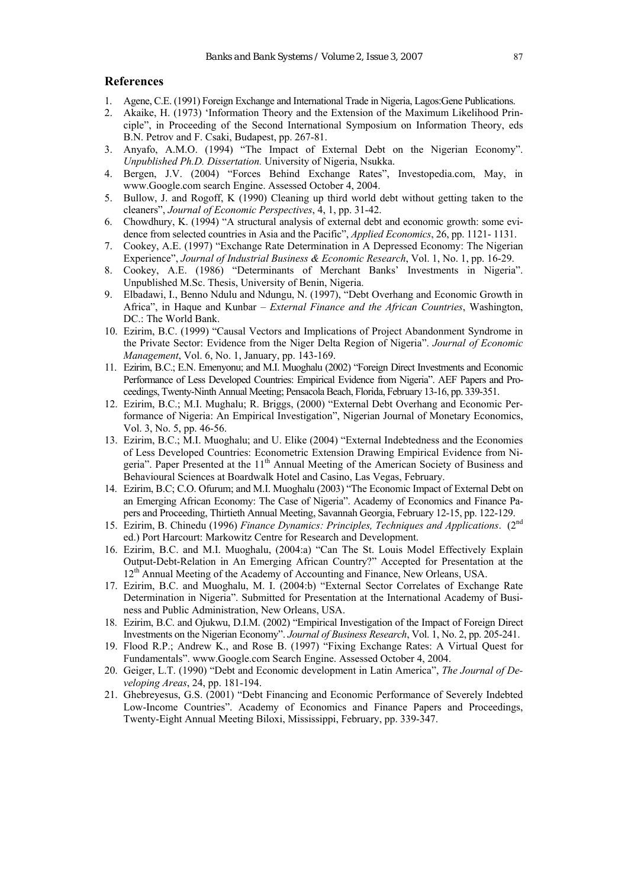## References

1. Agene, C.E. (1991) Foreign Exchange and International Trade in Nigeria, Lagos:Gene Publications.
2. Akaike, H. (1973) 'Information Theory and the Extension of the Maximum Likelihood Principle", in Proceeding of the Second International Symposium on Information Theory, eds B.N. Petrov and F. Csaki, Budapest, pp. 267-81.
3. Anyafo, A.M.O. (1994) "The Impact of External Debt on the Nigerian Economy". *Unpublished Ph.D. Dissertation.* University of Nigeria, Nsukka.
4. Bergen, J.V. (2004) "Forces Behind Exchange Rates", Investopedia.com, May, in www.Google.com search Engine. Assessed October 4, 2004.
5. Bullow, J. and Rogoff, K (1990) Cleaning up third world debt without getting taken to the cleaners", *Journal of Economic Perspectives*, 4, 1, pp. 31-42.
6. Chowdhury, K. (1994) "A structural analysis of external debt and economic growth: some evidence from selected countries in Asia and the Pacific", *Applied Economics*, 26, pp. 1121- 1131.
7. Cookey, A.E. (1997) "Exchange Rate Determination in A Depressed Economy: The Nigerian Experience", *Journal of Industrial Business & Economic Research*, Vol. 1, No. 1, pp. 16-29.
8. Cookey, A.E. (1986) "Determinants of Merchant Banks' Investments in Nigeria". Unpublished M.Sc. Thesis, University of Benin, Nigeria.
9. Elbadawi, I., Benno Ndulu and Ndungu, N. (1997), "Debt Overhang and Economic Growth in Africa", in Haque and Kunbar – *External Finance and the African Countries*, Washington, DC.: The World Bank.
10. Ezirim, B.C. (1999) "Causal Vectors and Implications of Project Abandonment Syndrome in the Private Sector: Evidence from the Niger Delta Region of Nigeria". *Journal of Economic Management*, Vol. 6, No. 1, January, pp. 143-169.
11. Ezirim, B.C.; E.N. Emenyonu; and M.I. Muoghalu (2002) "Foreign Direct Investments and Economic Performance of Less Developed Countries: Empirical Evidence from Nigeria". AEF Papers and Proceedings, Twenty-Ninth Annual Meeting; Pensacola Beach, Florida, February 13-16, pp. 339-351.
12. Ezirim, B.C.; M.I. Mughalu; R. Briggs, (2000) "External Debt Overhang and Economic Performance of Nigeria: An Empirical Investigation", Nigerian Journal of Monetary Economics, Vol. 3, No. 5, pp. 46-56.
13. Ezirim, B.C.; M.I. Muoghalu; and U. Elike (2004) "External Indebtedness and the Economies of Less Developed Countries: Econometric Extension Drawing Empirical Evidence from Nigeria". Paper Presented at the 11th Annual Meeting of the American Society of Business and Behavioural Sciences at Boardwalk Hotel and Casino, Las Vegas, February.
14. Ezirim, B.C; C.O. Ofurum; and M.I. Muoghalu (2003) "The Economic Impact of External Debt on an Emerging African Economy: The Case of Nigeria". Academy of Economics and Finance Papers and Proceeding, Thirtieth Annual Meeting, Savannah Georgia, February 12-15, pp. 122-129.
15. Ezirim, B. Chinedu (1996) *Finance Dynamics: Principles, Techniques and Applications*. (2nd ed.) Port Harcourt: Markowitz Centre for Research and Development.
16. Ezirim, B.C. and M.I. Muoghalu, (2004:a) "Can The St. Louis Model Effectively Explain Output-Debt-Relation in An Emerging African Country?" Accepted for Presentation at the 12th Annual Meeting of the Academy of Accounting and Finance, New Orleans, USA.
17. Ezirim, B.C. and Muoghalu, M. I. (2004:b) "External Sector Correlates of Exchange Rate Determination in Nigeria". Submitted for Presentation at the International Academy of Business and Public Administration, New Orleans, USA.
18. Ezirim, B.C. and Ojukwu, D.I.M. (2002) "Empirical Investigation of the Impact of Foreign Direct Investments on the Nigerian Economy". *Journal of Business Research*, Vol. 1, No. 2, pp. 205-241.
19. Flood R.P.; Andrew K., and Rose B. (1997) "Fixing Exchange Rates: A Virtual Quest for Fundamentals". www.Google.com Search Engine. Assessed October 4, 2004.
20. Geiger, L.T. (1990) "Debt and Economic development in Latin America", *The Journal of Developing Areas*, 24, pp. 181-194.
21. Ghebreyesus, G.S. (2001) "Debt Financing and Economic Performance of Severely Indebted Low-Income Countries". Academy of Economics and Finance Papers and Proceedings, Twenty-Eight Annual Meeting Biloxi, Mississippi, February, pp. 339-347.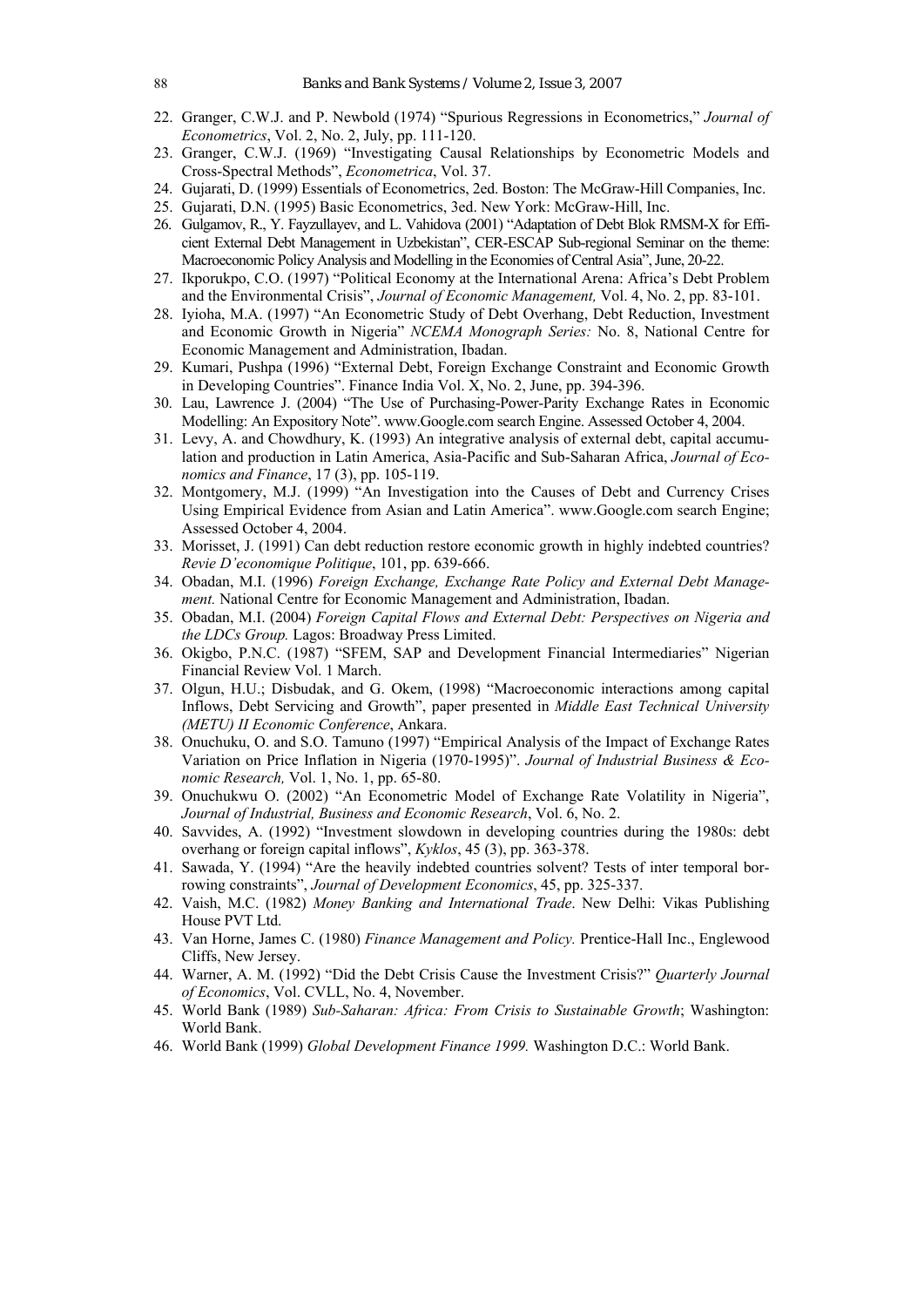22. Granger, C.W.J. and P. Newbold (1974) "Spurious Regressions in Econometrics," *Journal of Econometrics*, Vol. 2, No. 2, July, pp. 111-120.
23. Granger, C.W.J. (1969) "Investigating Causal Relationships by Econometric Models and Cross-Spectral Methods", *Econometrica*, Vol. 37.
24. Gujarati, D. (1999) Essentials of Econometrics, 2ed. Boston: The McGraw-Hill Companies, Inc.
25. Gujarati, D.N. (1995) Basic Econometrics, 3ed. New York: McGraw-Hill, Inc.
26. Gulgamov, R., Y. Fayzullayev, and L. Vahidova (2001) "Adaptation of Debt Blok RMSM-X for Efficient External Debt Management in Uzbekistan", CER-ESCAP Sub-regional Seminar on the theme: Macroeconomic Policy Analysis and Modelling in the Economies of Central Asia", June, 20-22.
27. Ikporukpo, C.O. (1997) "Political Economy at the International Arena: Africa's Debt Problem and the Environmental Crisis", *Journal of Economic Management,* Vol. 4, No. 2, pp. 83-101.
28. Iyioha, M.A. (1997) "An Econometric Study of Debt Overhang, Debt Reduction, Investment and Economic Growth in Nigeria" *NCEMA Monograph Series:* No. 8, National Centre for Economic Management and Administration, Ibadan.
29. Kumari, Pushpa (1996) "External Debt, Foreign Exchange Constraint and Economic Growth in Developing Countries". Finance India Vol. X, No. 2, June, pp. 394-396.
30. Lau, Lawrence J. (2004) "The Use of Purchasing-Power-Parity Exchange Rates in Economic Modelling: An Expository Note". www.Google.com search Engine. Assessed October 4, 2004.
31. Levy, A. and Chowdhury, K. (1993) An integrative analysis of external debt, capital accumulation and production in Latin America, Asia-Pacific and Sub-Saharan Africa, *Journal of Economics and Finance*, 17 (3), pp. 105-119.
32. Montgomery, M.J. (1999) "An Investigation into the Causes of Debt and Currency Crises Using Empirical Evidence from Asian and Latin America". www.Google.com search Engine; Assessed October 4, 2004.
33. Morisset, J. (1991) Can debt reduction restore economic growth in highly indebted countries? *Revie D'economique Politique*, 101, pp. 639-666.
34. Obadan, M.I. (1996) *Foreign Exchange, Exchange Rate Policy and External Debt Management.* National Centre for Economic Management and Administration, Ibadan.
35. Obadan, M.I. (2004) *Foreign Capital Flows and External Debt: Perspectives on Nigeria and the LDCs Group.* Lagos: Broadway Press Limited.
36. Okigbo, P.N.C. (1987) "SFEM, SAP and Development Financial Intermediaries" Nigerian Financial Review Vol. 1 March.
37. Olgun, H.U.; Disbudak, and G. Okem, (1998) "Macroeconomic interactions among capital Inflows, Debt Servicing and Growth", paper presented in *Middle East Technical University (METU) II Economic Conference*, Ankara.
38. Onuchuku, O. and S.O. Tamuno (1997) "Empirical Analysis of the Impact of Exchange Rates Variation on Price Inflation in Nigeria (1970-1995)". *Journal of Industrial Business & Economic Research,* Vol. 1, No. 1, pp. 65-80.
39. Onuchukwu O. (2002) "An Econometric Model of Exchange Rate Volatility in Nigeria", *Journal of Industrial, Business and Economic Research*, Vol. 6, No. 2.
40. Savvides, A. (1992) "Investment slowdown in developing countries during the 1980s: debt overhang or foreign capital inflows", *Kyklos*, 45 (3), pp. 363-378.
41. Sawada, Y. (1994) "Are the heavily indebted countries solvent? Tests of inter temporal borrowing constraints", *Journal of Development Economics*, 45, pp. 325-337.
42. Vaish, M.C. (1982) *Money Banking and International Trade*. New Delhi: Vikas Publishing House PVT Ltd.
43. Van Horne, James C. (1980) *Finance Management and Policy.* Prentice-Hall Inc., Englewood Cliffs, New Jersey.
44. Warner, A. M. (1992) "Did the Debt Crisis Cause the Investment Crisis?" *Quarterly Journal of Economics*, Vol. CVLL, No. 4, November.
45. World Bank (1989) *Sub-Saharan: Africa: From Crisis to Sustainable Growth*; Washington: World Bank.
46. World Bank (1999) *Global Development Finance 1999.* Washington D.C.: World Bank.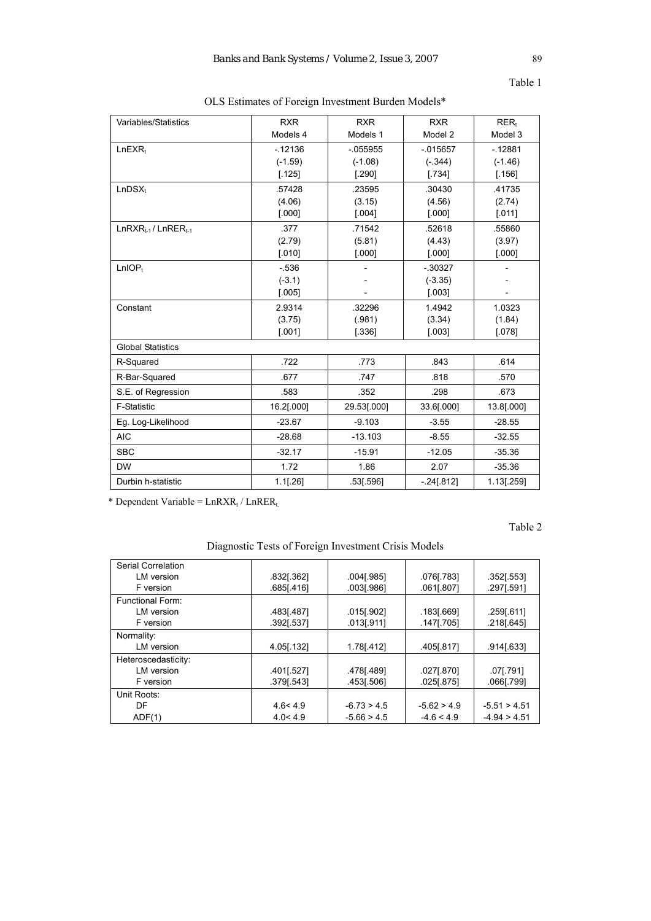Table 1

OLS Estimates of Foreign Investment Burden Models*

| Variables/Statistics | RXR Models 4 | RXR Models 1 | RXR Model 2 | $RER_t$ Model 3 |
|---|---|---|---|---|
| $LnEXR_t$ | -.12136 (-1.59) [.125] | -.055955 (-1.08) [.290] | -.015657 (-.344) [.734] | -.12881 (-1.46) [.156] |
| $LnDSX_t$ | .57428 (4.06) [.000] | .23595 (3.15) [.004] | .30430 (4.56) [.000] | .41735 (2.74) [.011] |
| $LnRXR_{t-1}$ / $LnRER_{t-1}$ | .377 (2.79) [.010] | .71542 (5.81) [.000] | .52618 (4.43) [.000] | .55860 (3.97) [.000] |
| $LnIOP_t$ | -.536 (-3.1) [.005] | - | -.30327 (-3.35) [.003] | - |
| Constant | 2.9314 (3.75) [.001] | .32296 (.981) [.336] | 1.4942 (3.34) [.003] | 1.0323 (1.84) [.078] |
| Global Statistics | | | | |
| R-Squared | .722 | .773 | .843 | .614 |
| R-Bar-Squared | .677 | .747 | .818 | .570 |
| S.E. of Regression | .583 | .352 | .298 | .673 |
| F-Statistic | 16.2[.000] | 29.53[.000] | 33.6[.000] | 13.8[.000] |
| Eg. Log-Likelihood | -23.67 | -9.103 | -3.55 | -28.55 |
| AIC | -28.68 | -13.103 | -8.55 | -32.55 |
| SBC | -32.17 | -15.91 | -12.05 | -35.36 |
| DW | 1.72 | 1.86 | 2.07 | -35.36 |
| Durbin h-statistic | 1.1[.26] | .53[.596] | -.24[.812] | 1.13[.259] |

* Dependent Variable = $LnRXR_t$ / $LnRER_t$.

Table 2

Diagnostic Tests of Foreign Investment Crisis Models

| | | | | |
|---|---|---|---|---|
| Serial Correlation | | | | |
| LM version | .832[.362] | .004[.985] | .076[.783] | .352[.553] |
| F version | .685[.416] | .003[.986] | .061[.807] | .297[.591] |
| Functional Form: | | | | |
| LM version | .483[.487] | .015[.902] | .183[.669] | .259[.611] |
| F version | .392[.537] | .013[.911] | .147[.705] | .218[.645] |
| Normality: | | | | |
| LM version | 4.05[.132] | 1.78[.412] | .405[.817] | .914[.633] |
| Heteroscedasticity: | | | | |
| LM version | .401[.527] | .478[.489] | .027[.870] | .07[.791] |
| F version | .379[.543] | .453[.506] | .025[.875] | .066[.799] |
| Unit Roots: | | | | |
| DF | 4.6< 4.9 | -6.73 > 4.5 | -5.62 > 4.9 | -5.51 > 4.51 |
| ADF(1) | 4.0< 4.9 | -5.66 > 4.5 | -4.6 < 4.9 | -4.94 > 4.51 |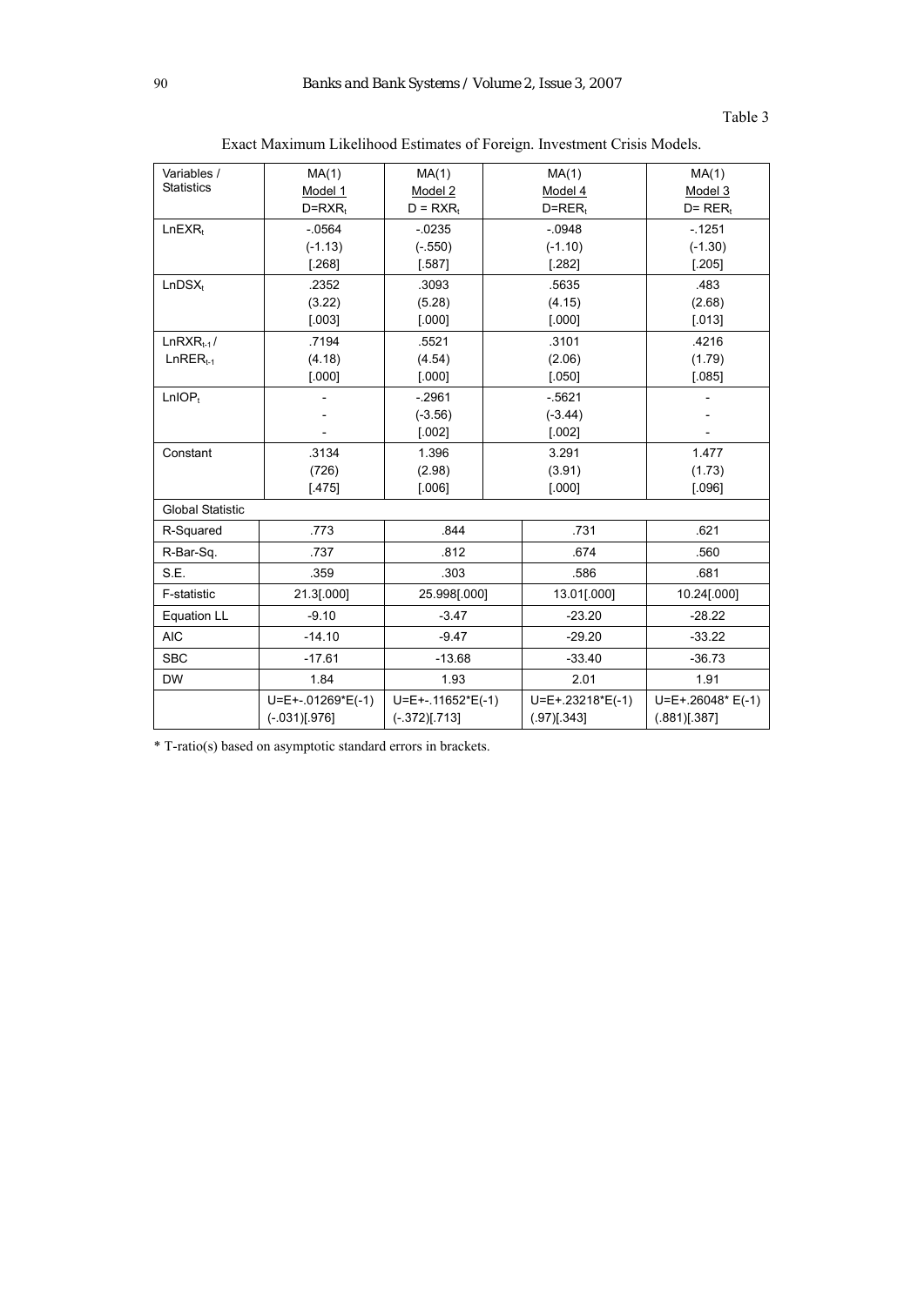Table 3

Exact Maximum Likelihood Estimates of Foreign. Investment Crisis Models.

| Variables / Statistics | MA(1) Model 1 $D=RXR_t$ | MA(1) Model 2 $D = RXR_t$ | MA(1) Model 4 $D=RER_t$ | MA(1) Model 3 $D= RER_t$ |
|---|---|---|---|---|
| $LnEXR_t$ | -.0564 (-1.13) [.268] | -.0235 (-.550) [.587] | -.0948 (-1.10) [.282] | -.1251 (-1.30) [.205] |
| $LnDSX_t$ | .2352 (3.22) [.003] | .3093 (5.28) [.000] | .5635 (4.15) [.000] | .483 (2.68) [.013] |
| $LnRXR_{t-1}$ / $LnRER_{t-1}$ | .7194 (4.18) [.000] | .5521 (4.54) [.000] | .3101 (2.06) [.050] | .4216 (1.79) [.085] |
| $LnIOP_t$ | - - - | -.2961 (-3.56) [.002] | -.5621 (-3.44) [.002] | - - - |
| Constant | .3134 (726) [.475] | 1.396 (2.98) [.006] | 3.291 (3.91) [.000] | 1.477 (1.73) [.096] |
| Global Statistic | | | | |
| R-Squared | .773 | .844 | .731 | .621 |
| R-Bar-Sq. | .737 | .812 | .674 | .560 |
| S.E. | .359 | .303 | .586 | .681 |
| F-statistic | 21.3[.000] | 25.998[.000] | 13.01[.000] | 10.24[.000] |
| Equation LL | -9.10 | -3.47 | -23.20 | -28.22 |
| AIC | -14.10 | -9.47 | -29.20 | -33.22 |
| SBC | -17.61 | -13.68 | -33.40 | -36.73 |
| DW | 1.84 | 1.93 | 2.01 | 1.91 |
| | U=E+-.01269*E(-1) (-.031)[.976] | U=E+-.11652*E(-1) (-.372)[.713] | U=E+.23218*E(-1) (.97)[.343] | U=E+.26048* E(-1) (.881)[.387] |

* T-ratio(s) based on asymptotic standard errors in brackets.